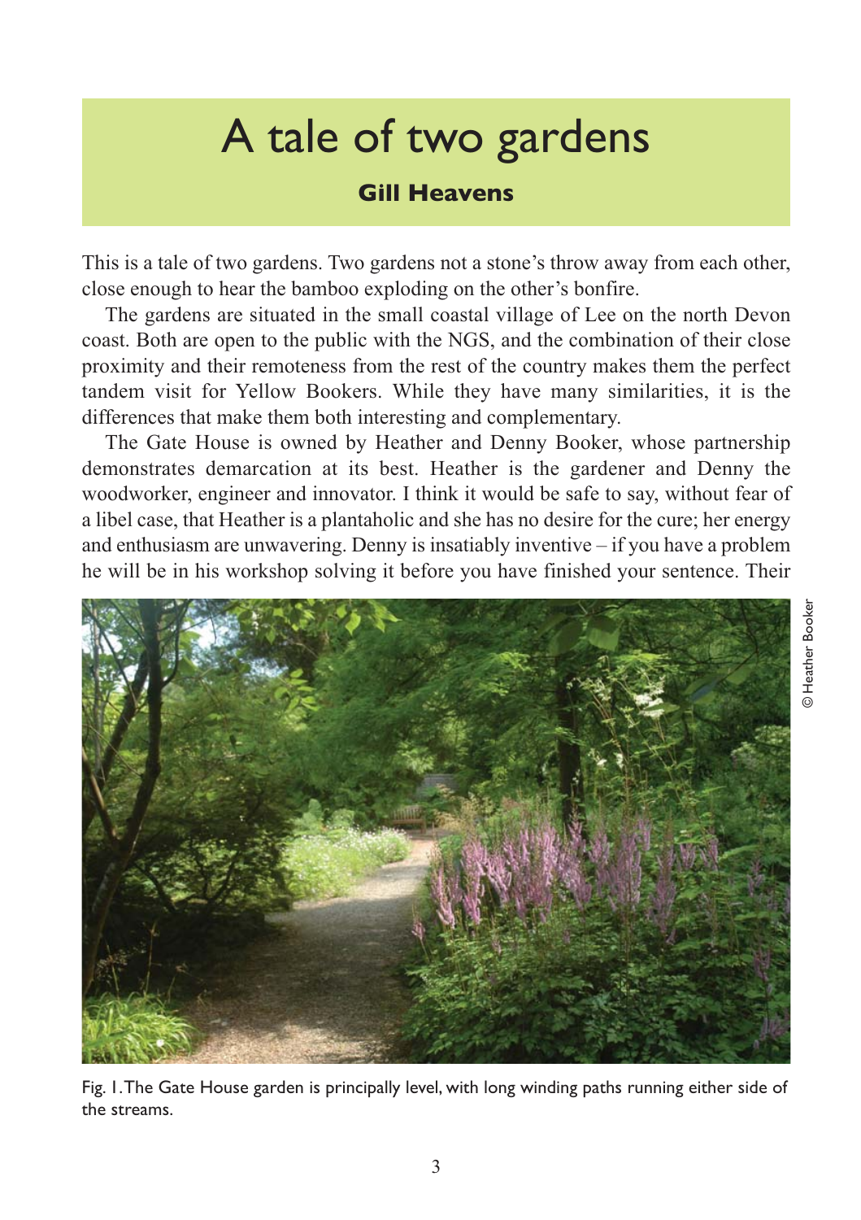# A tale of two gardens

**Gill Heavens**

This is a tale of two gardens. Two gardens not a stone's throw away from each other, close enough to hear the bamboo exploding on the other's bonfire.

The gardens are situated in the small coastal village of Lee on the north Devon coast. Both are open to the public with the NGS, and the combination of their close proximity and their remoteness from the rest of the country makes them the perfect tandem visit for Yellow Bookers. While they have many similarities, it is the differences that make them both interesting and complementary.

The Gate House is owned by Heather and Denny Booker, whose partnership demonstrates demarcation at its best. Heather is the gardener and Denny the woodworker, engineer and innovator. I think it would be safe to say, without fear of a libel case, that Heather is a plantaholic and she has no desire for the cure; her energy and enthusiasm are unwavering. Denny is insatiably inventive – if you have a problem he will be in his workshop solving it before you have finished your sentence. Their

© Heather Booker

Fig. 1. The Gate House garden is principally level, with long winding paths running either side of the streams.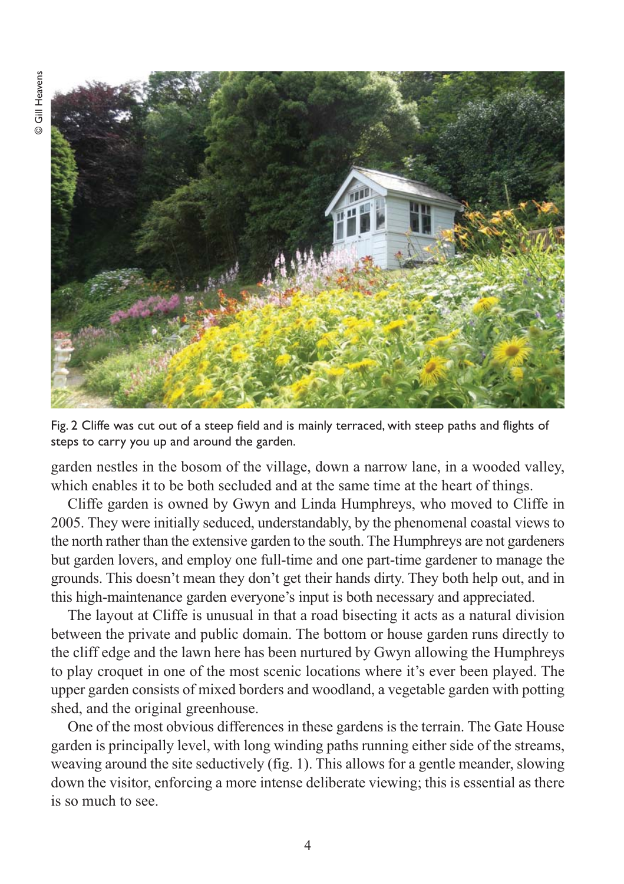© Gill Heavens

Fig. 2 Cliffe was cut out of a steep field and is mainly terraced, with steep paths and flights of steps to carry you up and around the garden.

garden nestles in the bosom of the village, down a narrow lane, in a wooded valley, which enables it to be both secluded and at the same time at the heart of things.

Cliffe garden is owned by Gwyn and Linda Humphreys, who moved to Cliffe in 2005. They were initially seduced, understandably, by the phenomenal coastal views to the north rather than the extensive garden to the south. The Humphreys are not gardeners but garden lovers, and employ one full-time and one part-time gardener to manage the grounds. This doesn't mean they don't get their hands dirty. They both help out, and in this high-maintenance garden everyone's input is both necessary and appreciated.

The layout at Cliffe is unusual in that a road bisecting it acts as a natural division between the private and public domain. The bottom or house garden runs directly to the cliff edge and the lawn here has been nurtured by Gwyn allowing the Humphreys to play croquet in one of the most scenic locations where it's ever been played. The upper garden consists of mixed borders and woodland, a vegetable garden with potting shed, and the original greenhouse.

One of the most obvious differences in these gardens is the terrain. The Gate House garden is principally level, with long winding paths running either side of the streams, weaving around the site seductively (fig. 1). This allows for a gentle meander, slowing down the visitor, enforcing a more intense deliberate viewing; this is essential as there is so much to see.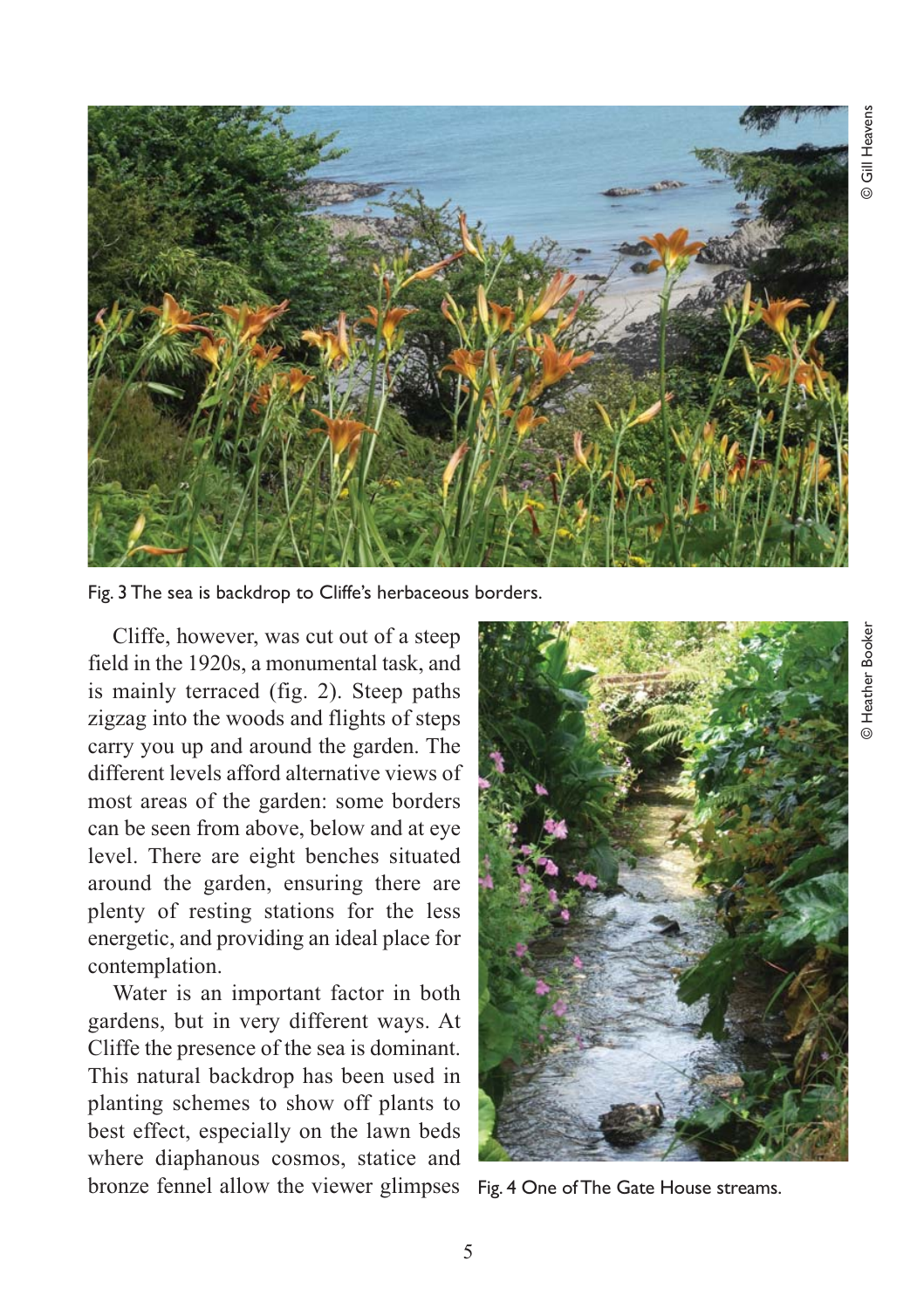Fig. 3 The sea is backdrop to Cliffe's herbaceous borders.

© Gill Heavens

Cliffe, however, was cut out of a steep field in the 1920s, a monumental task, and is mainly terraced (fig. 2). Steep paths zigzag into the woods and flights of steps carry you up and around the garden. The different levels afford alternative views of most areas of the garden: some borders can be seen from above, below and at eye level. There are eight benches situated around the garden, ensuring there are plenty of resting stations for the less energetic, and providing an ideal place for contemplation.

Water is an important factor in both gardens, but in very different ways. At Cliffe the presence of the sea is dominant. This natural backdrop has been used in planting schemes to show off plants to best effect, especially on the lawn beds where diaphanous cosmos, statice and bronze fennel allow the viewer glimpses

Fig. 4 One of The Gate House streams.

© Heather Booker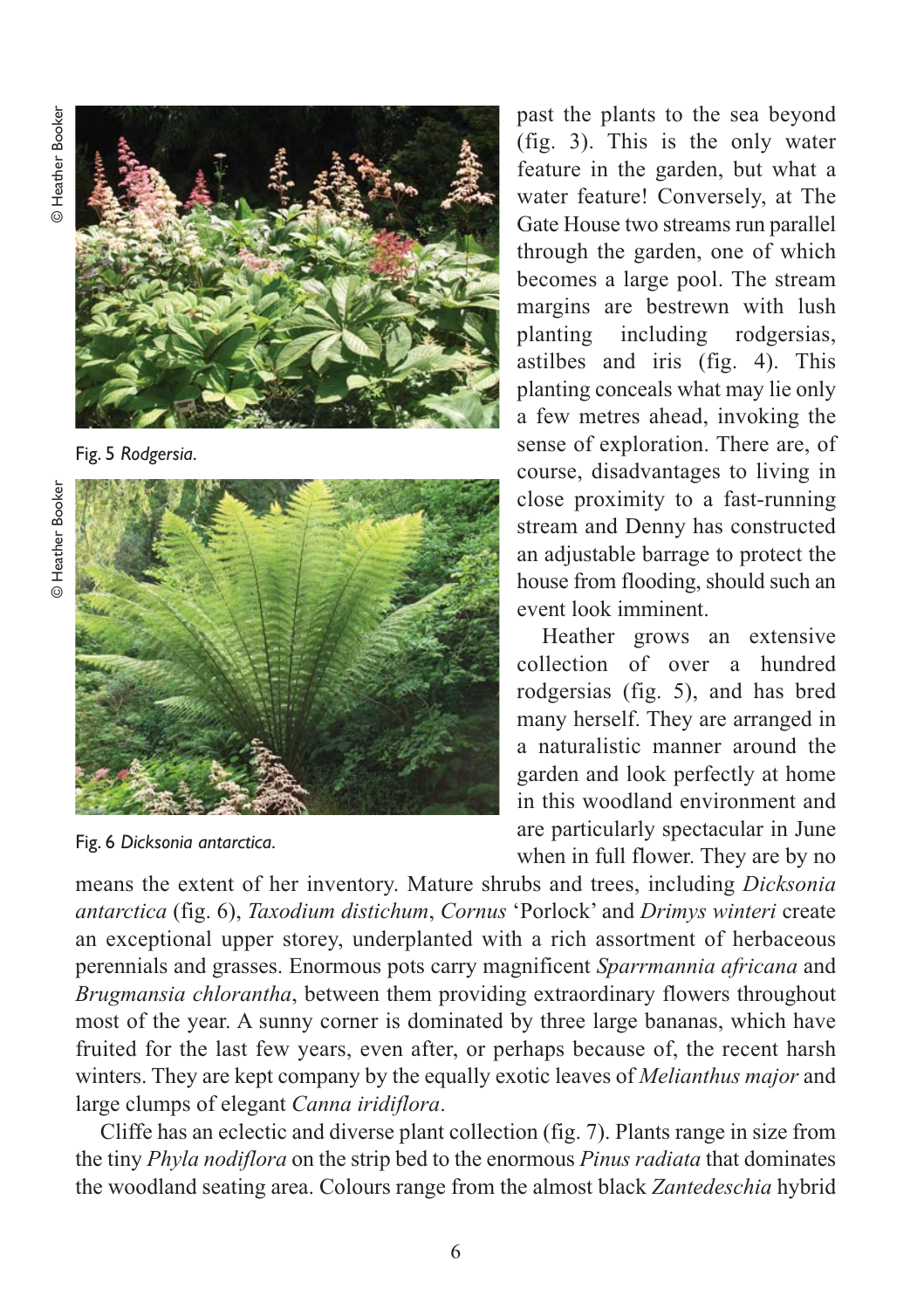Fig. 5 *Rodgersia*.

Fig. 6 *Dicksonia antarctica*.

past the plants to the sea beyond (fig. 3). This is the only water feature in the garden, but what a water feature! Conversely, at The Gate House two streams run parallel through the garden, one of which becomes a large pool. The stream margins are bestrewn with lush planting including rodgersias, astilbes and iris (fig. 4). This planting conceals what may lie only a few metres ahead, invoking the sense of exploration. There are, of course, disadvantages to living in close proximity to a fast-running stream and Denny has constructed an adjustable barrage to protect the house from flooding, should such an event look imminent.

Heather grows an extensive collection of over a hundred rodgersias (fig. 5), and has bred many herself. They are arranged in a naturalistic manner around the garden and look perfectly at home in this woodland environment and are particularly spectacular in June when in full flower. They are by no means the extent of her inventory. Mature shrubs and trees, including *Dicksonia antarctica* (fig. 6), *Taxodium distichum*, *Cornus* 'Porlock' and *Drimys winteri* create an exceptional upper storey, underplanted with a rich assortment of herbaceous perennials and grasses. Enormous pots carry magnificent *Sparrmannia africana* and *Brugmansia chlorantha*, between them providing extraordinary flowers throughout most of the year. A sunny corner is dominated by three large bananas, which have fruited for the last few years, even after, or perhaps because of, the recent harsh winters. They are kept company by the equally exotic leaves of *Melianthus major* and large clumps of elegant *Canna iridiflora*.

Cliffe has an eclectic and diverse plant collection (fig. 7). Plants range in size from the tiny *Phyla nodiflora* on the strip bed to the enormous *Pinus radiata* that dominates the woodland seating area. Colours range from the almost black *Zantedeschia* hybrid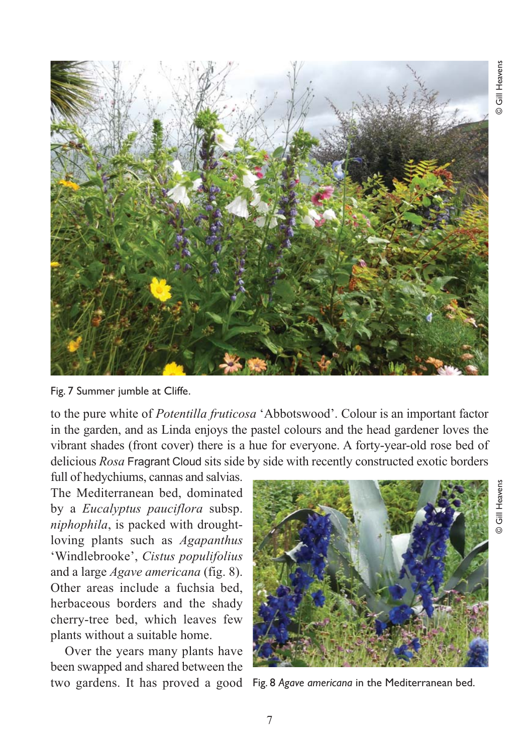Fig. 7 Summer jumble at Cliffe.

to the pure white of *Potentilla fruticosa* 'Abbotswood'. Colour is an important factor in the garden, and as Linda enjoys the pastel colours and the head gardener loves the vibrant shades (front cover) there is a hue for everyone. A forty-year-old rose bed of delicious *Rosa* Fragrant Cloud sits side by side with recently constructed exotic borders full of hedychiums, cannas and salvias. The Mediterranean bed, dominated by a *Eucalyptus pauciflora* subsp. *niphophila*, is packed with drought-loving plants such as *Agapanthus* 'Windlebrooke', *Cistus populifolius* and a large *Agave americana* (fig. 8). Other areas include a fuchsia bed, herbaceous borders and the shady cherry-tree bed, which leaves few plants without a suitable home.

Over the years many plants have been swapped and shared between the two gardens. It has proved a good

Fig. 8 *Agave americana* in the Mediterranean bed.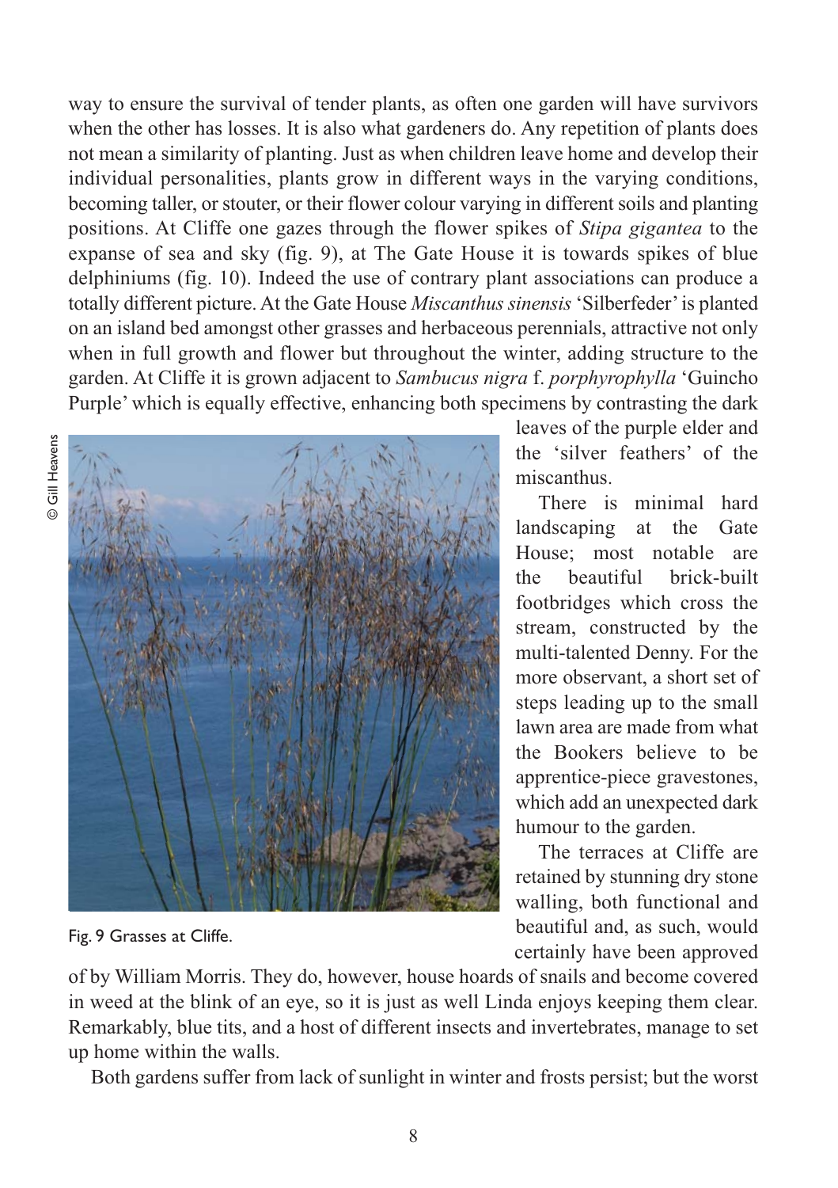way to ensure the survival of tender plants, as often one garden will have survivors when the other has losses. It is also what gardeners do. Any repetition of plants does not mean a similarity of planting. Just as when children leave home and develop their individual personalities, plants grow in different ways in the varying conditions, becoming taller, or stouter, or their flower colour varying in different soils and planting positions. At Cliffe one gazes through the flower spikes of *Stipa gigantea* to the expanse of sea and sky (fig. 9), at The Gate House it is towards spikes of blue delphiniums (fig. 10). Indeed the use of contrary plant associations can produce a totally different picture. At the Gate House *Miscanthus sinensis* 'Silberfeder' is planted on an island bed amongst other grasses and herbaceous perennials, attractive not only when in full growth and flower but throughout the winter, adding structure to the garden. At Cliffe it is grown adjacent to *Sambucus nigra* f. *porphyrophylla* 'Guincho Purple' which is equally effective, enhancing both specimens by contrasting the dark leaves of the purple elder and the 'silver feathers' of the miscanthus.

© Gill Heavens

Fig. 9 Grasses at Cliffe.

There is minimal hard landscaping at the Gate House; most notable are the beautiful brick-built footbridges which cross the stream, constructed by the multi-talented Denny. For the more observant, a short set of steps leading up to the small lawn area are made from what the Bookers believe to be apprentice-piece gravestones, which add an unexpected dark humour to the garden.

The terraces at Cliffe are retained by stunning dry stone walling, both functional and beautiful and, as such, would certainly have been approved of by William Morris. They do, however, house hoards of snails and become covered in weed at the blink of an eye, so it is just as well Linda enjoys keeping them clear. Remarkably, blue tits, and a host of different insects and invertebrates, manage to set up home within the walls.

Both gardens suffer from lack of sunlight in winter and frosts persist; but the worst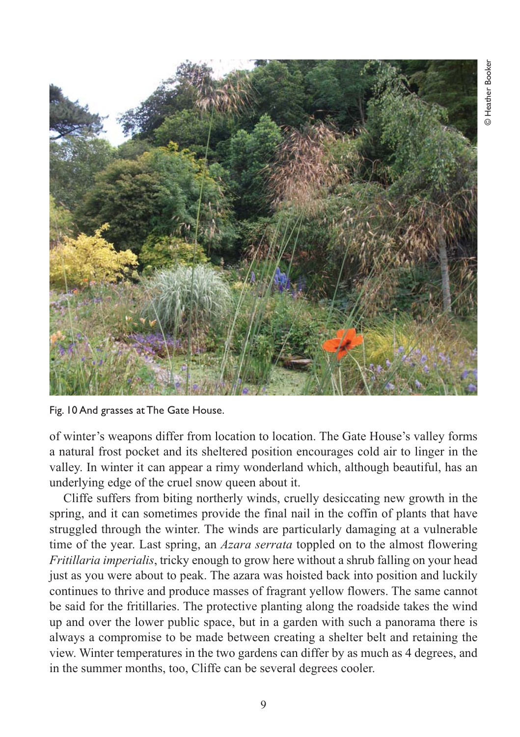Fig. 10 And grasses at The Gate House.

of winter's weapons differ from location to location. The Gate House's valley forms a natural frost pocket and its sheltered position encourages cold air to linger in the valley. In winter it can appear a rimy wonderland which, although beautiful, has an underlying edge of the cruel snow queen about it.

Cliffe suffers from biting northerly winds, cruelly desiccating new growth in the spring, and it can sometimes provide the final nail in the coffin of plants that have struggled through the winter. The winds are particularly damaging at a vulnerable time of the year. Last spring, an *Azara serrata* toppled on to the almost flowering *Fritillaria imperialis*, tricky enough to grow here without a shrub falling on your head just as you were about to peak. The azara was hoisted back into position and luckily continues to thrive and produce masses of fragrant yellow flowers. The same cannot be said for the fritillaries. The protective planting along the roadside takes the wind up and over the lower public space, but in a garden with such a panorama there is always a compromise to be made between creating a shelter belt and retaining the view. Winter temperatures in the two gardens can differ by as much as 4 degrees, and in the summer months, too, Cliffe can be several degrees cooler.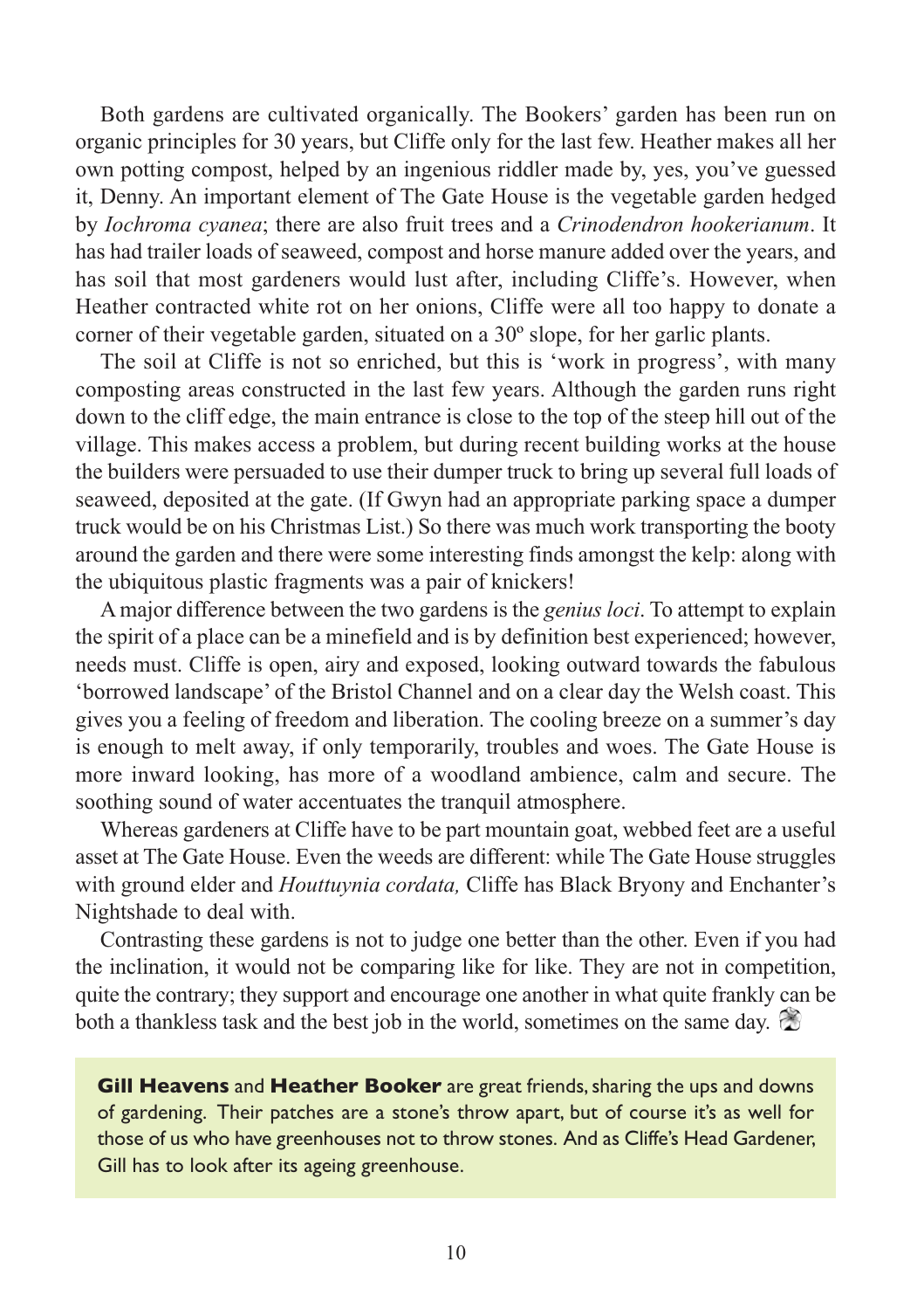Both gardens are cultivated organically. The Bookers' garden has been run on organic principles for 30 years, but Cliffe only for the last few. Heather makes all her own potting compost, helped by an ingenious riddler made by, yes, you've guessed it, Denny. An important element of The Gate House is the vegetable garden hedged by *Iochroma cyanea*; there are also fruit trees and a *Crinodendron hookerianum*. It has had trailer loads of seaweed, compost and horse manure added over the years, and has soil that most gardeners would lust after, including Cliffe's. However, when Heather contracted white rot on her onions, Cliffe were all too happy to donate a corner of their vegetable garden, situated on a 30º slope, for her garlic plants.

The soil at Cliffe is not so enriched, but this is 'work in progress', with many composting areas constructed in the last few years. Although the garden runs right down to the cliff edge, the main entrance is close to the top of the steep hill out of the village. This makes access a problem, but during recent building works at the house the builders were persuaded to use their dumper truck to bring up several full loads of seaweed, deposited at the gate. (If Gwyn had an appropriate parking space a dumper truck would be on his Christmas List.) So there was much work transporting the booty around the garden and there were some interesting finds amongst the kelp: along with the ubiquitous plastic fragments was a pair of knickers!

A major difference between the two gardens is the *genius loci*. To attempt to explain the spirit of a place can be a minefield and is by definition best experienced; however, needs must. Cliffe is open, airy and exposed, looking outward towards the fabulous 'borrowed landscape' of the Bristol Channel and on a clear day the Welsh coast. This gives you a feeling of freedom and liberation. The cooling breeze on a summer's day is enough to melt away, if only temporarily, troubles and woes. The Gate House is more inward looking, has more of a woodland ambience, calm and secure. The soothing sound of water accentuates the tranquil atmosphere.

Whereas gardeners at Cliffe have to be part mountain goat, webbed feet are a useful asset at The Gate House. Even the weeds are different: while The Gate House struggles with ground elder and *Houttuynia cordata,* Cliffe has Black Bryony and Enchanter's Nightshade to deal with.

Contrasting these gardens is not to judge one better than the other. Even if you had the inclination, it would not be comparing like for like. They are not in competition, quite the contrary; they support and encourage one another in what quite frankly can be both a thankless task and the best job in the world, sometimes on the same day.

**Gill Heavens** and **Heather Booker** are great friends, sharing the ups and downs of gardening. Their patches are a stone's throw apart, but of course it's as well for those of us who have greenhouses not to throw stones. And as Cliffe's Head Gardener, Gill has to look after its ageing greenhouse.